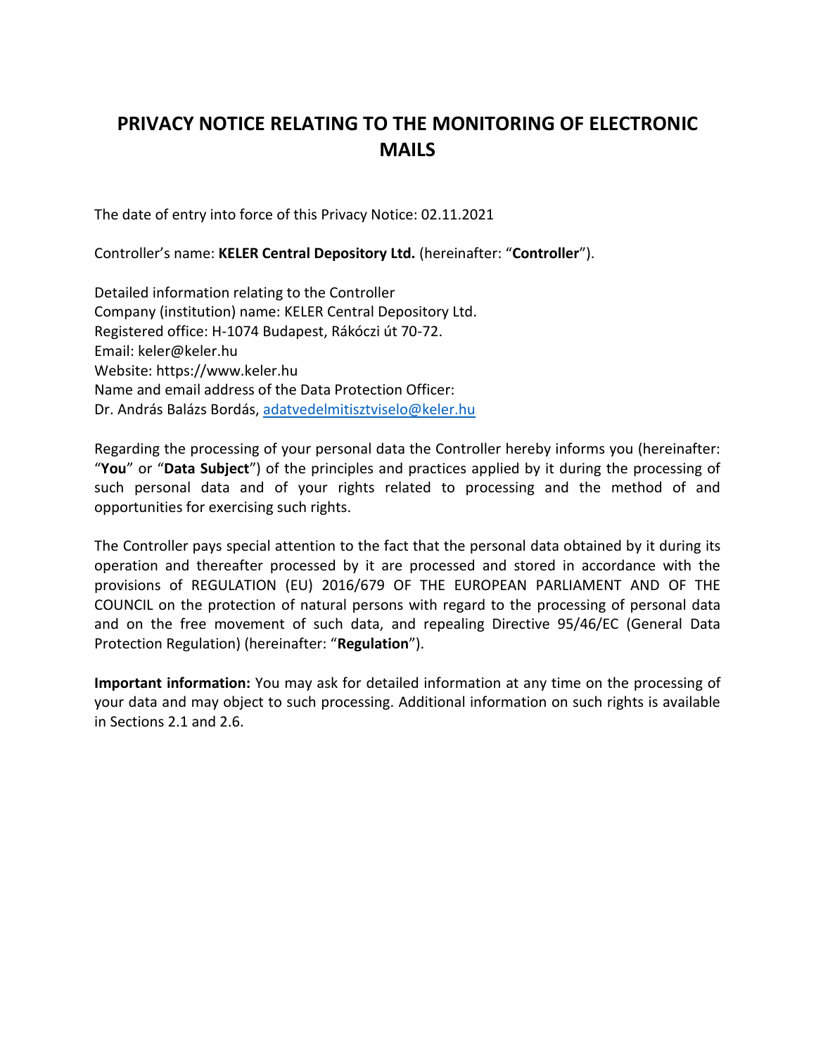# PRIVACY NOTICE RELATING TO THE MONITORING OF ELECTRONIC MAILS

The date of entry into force of this Privacy Notice: 02.11.2021

Controller's name: **KELER Central Depository Ltd.** (hereinafter: "**Controller**").

Detailed information relating to the Controller
Company (institution) name: KELER Central Depository Ltd.
Registered office: H-1074 Budapest, Rákóczi út 70-72.
Email: keler@keler.hu
Website: https://www.keler.hu
Name and email address of the Data Protection Officer:
Dr. András Balázs Bordás, adatvedelmitisztviselo@keler.hu

Regarding the processing of your personal data the Controller hereby informs you (hereinafter: "**You**" or "**Data Subject**") of the principles and practices applied by it during the processing of such personal data and of your rights related to processing and the method of and opportunities for exercising such rights.

The Controller pays special attention to the fact that the personal data obtained by it during its operation and thereafter processed by it are processed and stored in accordance with the provisions of REGULATION (EU) 2016/679 OF THE EUROPEAN PARLIAMENT AND OF THE COUNCIL on the protection of natural persons with regard to the processing of personal data and on the free movement of such data, and repealing Directive 95/46/EC (General Data Protection Regulation) (hereinafter: "**Regulation**").

**Important information:** You may ask for detailed information at any time on the processing of your data and may object to such processing. Additional information on such rights is available in Sections 2.1 and 2.6.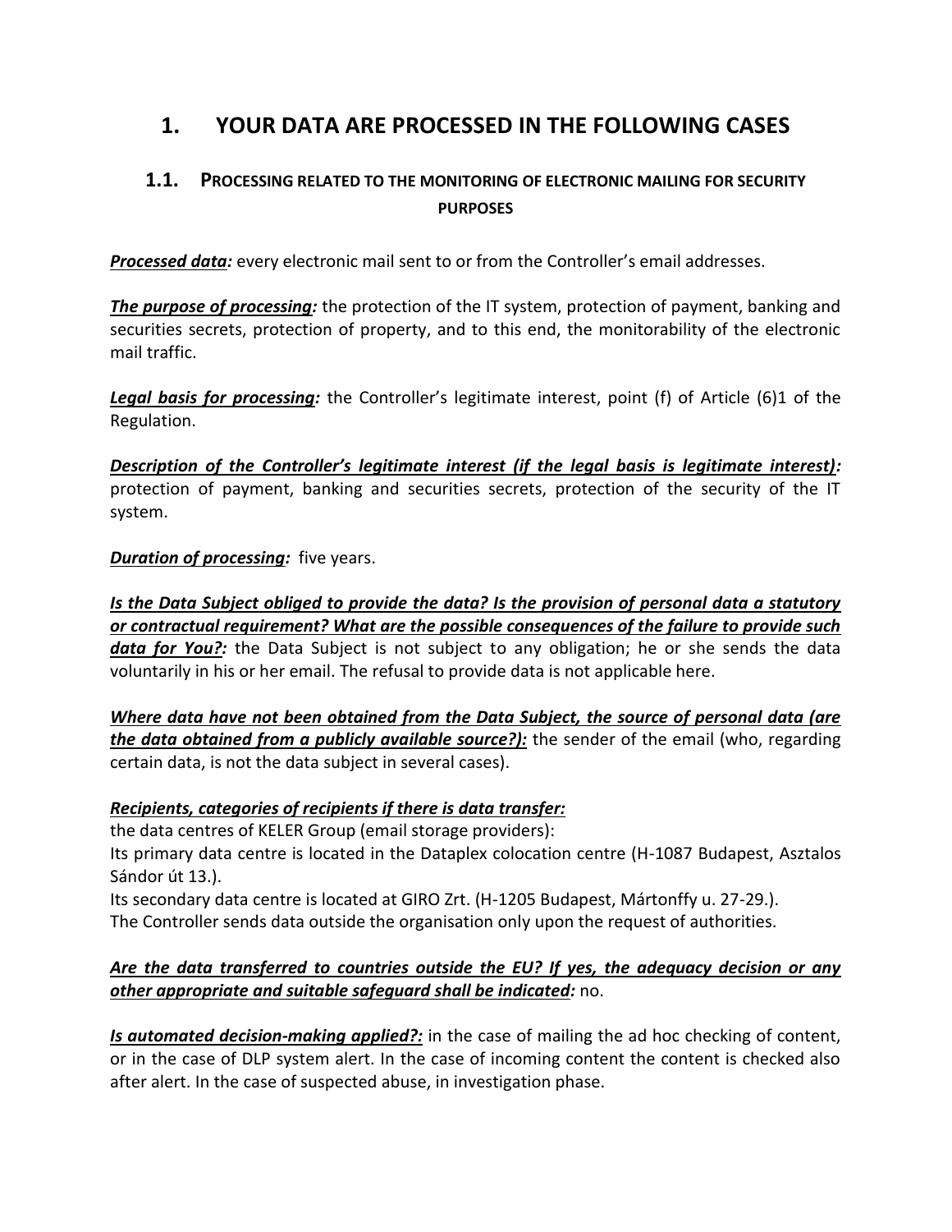# 1. YOUR DATA ARE PROCESSED IN THE FOLLOWING CASES

## 1.1. PROCESSING RELATED TO THE MONITORING OF ELECTRONIC MAILING FOR SECURITY PURPOSES

***Processed data:*** every electronic mail sent to or from the Controller's email addresses.

***The purpose of processing:*** the protection of the IT system, protection of payment, banking and securities secrets, protection of property, and to this end, the monitorability of the electronic mail traffic.

***Legal basis for processing:*** the Controller's legitimate interest, point (f) of Article (6)1 of the Regulation.

***Description of the Controller's legitimate interest (if the legal basis is legitimate interest):*** protection of payment, banking and securities secrets, protection of the security of the IT system.

***Duration of processing:*** five years.

***Is the Data Subject obliged to provide the data? Is the provision of personal data a statutory or contractual requirement? What are the possible consequences of the failure to provide such data for You?:*** the Data Subject is not subject to any obligation; he or she sends the data voluntarily in his or her email. The refusal to provide data is not applicable here.

***Where data have not been obtained from the Data Subject, the source of personal data (are the data obtained from a publicly available source?):*** the sender of the email (who, regarding certain data, is not the data subject in several cases).

***Recipients, categories of recipients if there is data transfer:***
the data centres of KELER Group (email storage providers):
Its primary data centre is located in the Dataplex colocation centre (H-1087 Budapest, Asztalos Sándor út 13.).
Its secondary data centre is located at GIRO Zrt. (H-1205 Budapest, Mártonffy u. 27-29.).
The Controller sends data outside the organisation only upon the request of authorities.

***Are the data transferred to countries outside the EU? If yes, the adequacy decision or any other appropriate and suitable safeguard shall be indicated:*** no.

***Is automated decision-making applied?:*** in the case of mailing the ad hoc checking of content, or in the case of DLP system alert. In the case of incoming content the content is checked also after alert. In the case of suspected abuse, in investigation phase.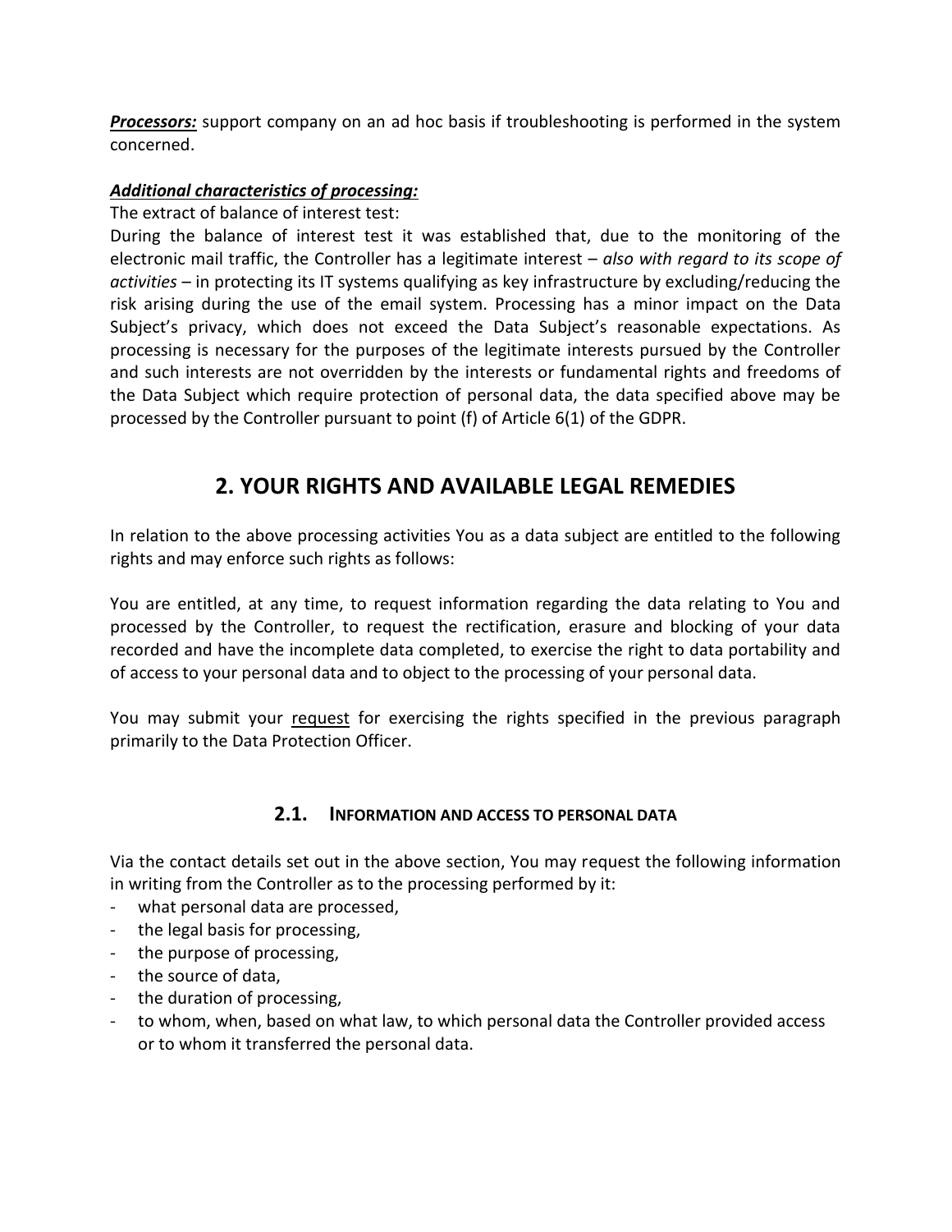***Processors:*** support company on an ad hoc basis if troubleshooting is performed in the system concerned.

***Additional characteristics of processing:***

The extract of balance of interest test:

During the balance of interest test it was established that, due to the monitoring of the electronic mail traffic, the Controller has a legitimate interest – *also with regard to its scope of activities* – in protecting its IT systems qualifying as key infrastructure by excluding/reducing the risk arising during the use of the email system. Processing has a minor impact on the Data Subject's privacy, which does not exceed the Data Subject's reasonable expectations. As processing is necessary for the purposes of the legitimate interests pursued by the Controller and such interests are not overridden by the interests or fundamental rights and freedoms of the Data Subject which require protection of personal data, the data specified above may be processed by the Controller pursuant to point (f) of Article 6(1) of the GDPR.

# 2. YOUR RIGHTS AND AVAILABLE LEGAL REMEDIES

In relation to the above processing activities You as a data subject are entitled to the following rights and may enforce such rights as follows:

You are entitled, at any time, to request information regarding the data relating to You and processed by the Controller, to request the rectification, erasure and blocking of your data recorded and have the incomplete data completed, to exercise the right to data portability and of access to your personal data and to object to the processing of your personal data.

You may submit your request for exercising the rights specified in the previous paragraph primarily to the Data Protection Officer.

## 2.1. INFORMATION AND ACCESS TO PERSONAL DATA

Via the contact details set out in the above section, You may request the following information in writing from the Controller as to the processing performed by it:

- what personal data are processed,
- the legal basis for processing,
- the purpose of processing,
- the source of data,
- the duration of processing,
- to whom, when, based on what law, to which personal data the Controller provided access or to whom it transferred the personal data.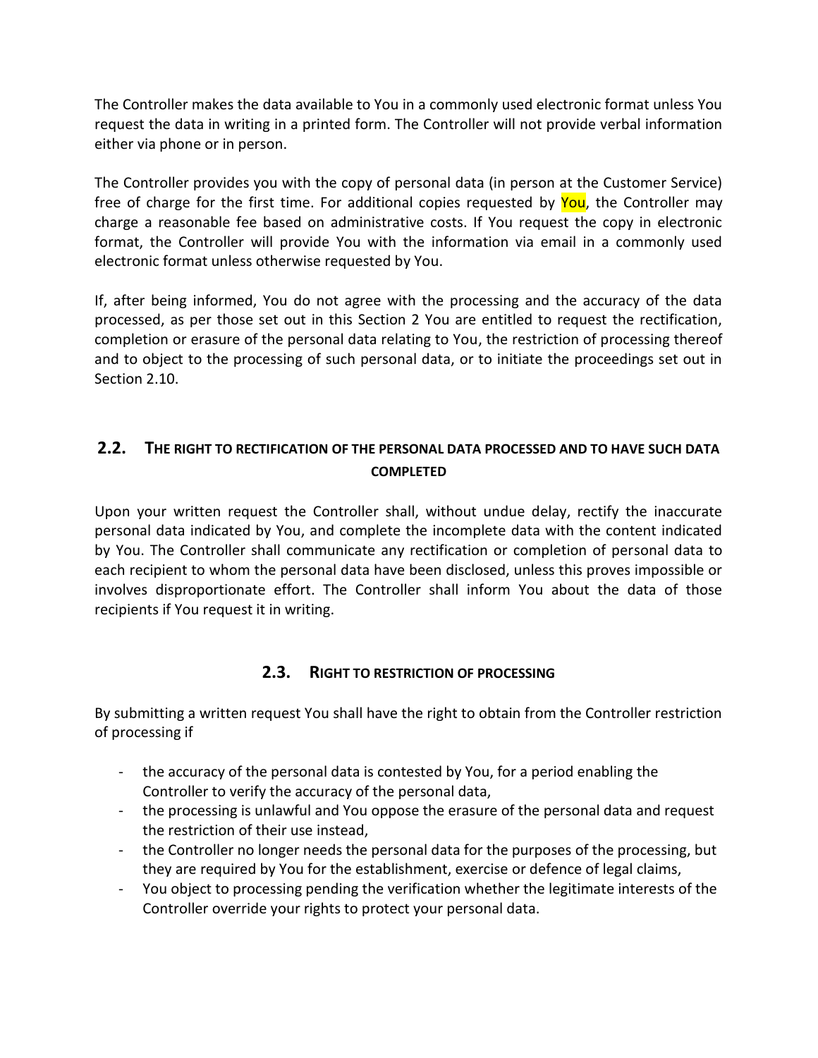The Controller makes the data available to You in a commonly used electronic format unless You request the data in writing in a printed form. The Controller will not provide verbal information either via phone or in person.

The Controller provides you with the copy of personal data (in person at the Customer Service) free of charge for the first time. For additional copies requested by You, the Controller may charge a reasonable fee based on administrative costs. If You request the copy in electronic format, the Controller will provide You with the information via email in a commonly used electronic format unless otherwise requested by You.

If, after being informed, You do not agree with the processing and the accuracy of the data processed, as per those set out in this Section 2 You are entitled to request the rectification, completion or erasure of the personal data relating to You, the restriction of processing thereof and to object to the processing of such personal data, or to initiate the proceedings set out in Section 2.10.

## 2.2. THE RIGHT TO RECTIFICATION OF THE PERSONAL DATA PROCESSED AND TO HAVE SUCH DATA COMPLETED

Upon your written request the Controller shall, without undue delay, rectify the inaccurate personal data indicated by You, and complete the incomplete data with the content indicated by You. The Controller shall communicate any rectification or completion of personal data to each recipient to whom the personal data have been disclosed, unless this proves impossible or involves disproportionate effort. The Controller shall inform You about the data of those recipients if You request it in writing.

## 2.3. RIGHT TO RESTRICTION OF PROCESSING

By submitting a written request You shall have the right to obtain from the Controller restriction of processing if

- the accuracy of the personal data is contested by You, for a period enabling the Controller to verify the accuracy of the personal data,
- the processing is unlawful and You oppose the erasure of the personal data and request the restriction of their use instead,
- the Controller no longer needs the personal data for the purposes of the processing, but they are required by You for the establishment, exercise or defence of legal claims,
- You object to processing pending the verification whether the legitimate interests of the Controller override your rights to protect your personal data.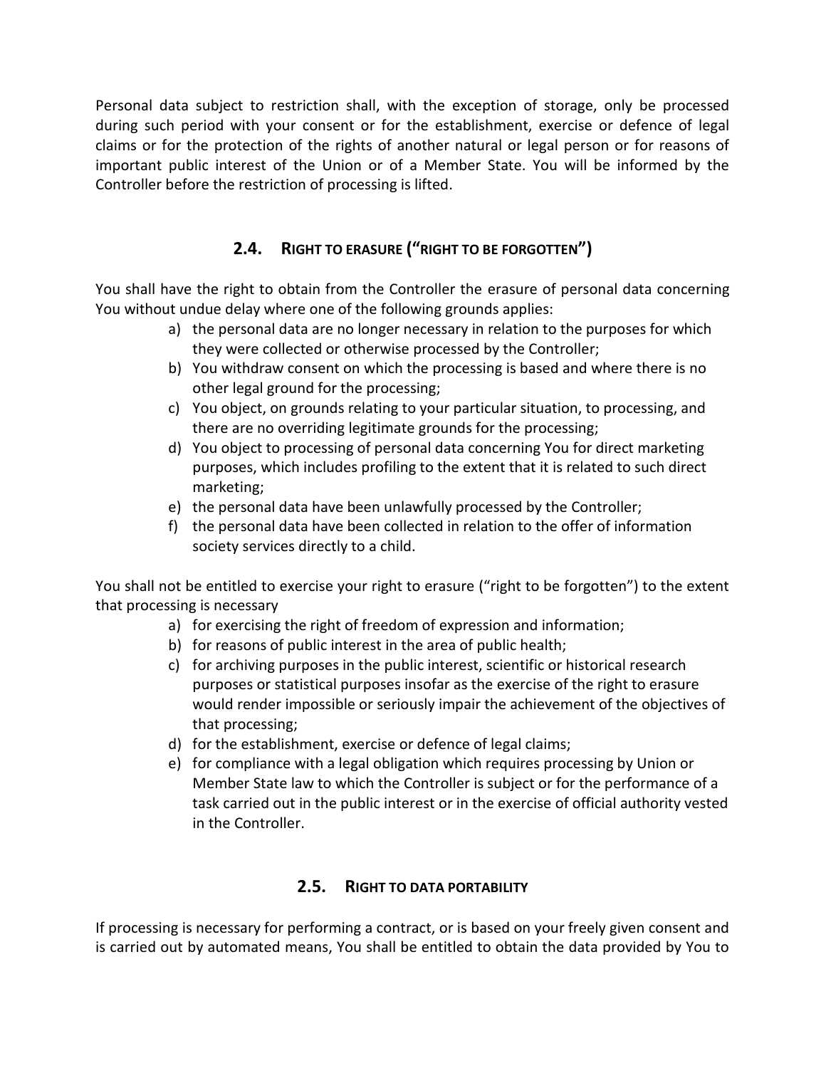Personal data subject to restriction shall, with the exception of storage, only be processed during such period with your consent or for the establishment, exercise or defence of legal claims or for the protection of the rights of another natural or legal person or for reasons of important public interest of the Union or of a Member State. You will be informed by the Controller before the restriction of processing is lifted.

### 2.4. RIGHT TO ERASURE ("RIGHT TO BE FORGOTTEN")

You shall have the right to obtain from the Controller the erasure of personal data concerning You without undue delay where one of the following grounds applies:

a) the personal data are no longer necessary in relation to the purposes for which they were collected or otherwise processed by the Controller;
b) You withdraw consent on which the processing is based and where there is no other legal ground for the processing;
c) You object, on grounds relating to your particular situation, to processing, and there are no overriding legitimate grounds for the processing;
d) You object to processing of personal data concerning You for direct marketing purposes, which includes profiling to the extent that it is related to such direct marketing;
e) the personal data have been unlawfully processed by the Controller;
f) the personal data have been collected in relation to the offer of information society services directly to a child.

You shall not be entitled to exercise your right to erasure ("right to be forgotten") to the extent that processing is necessary

a) for exercising the right of freedom of expression and information;
b) for reasons of public interest in the area of public health;
c) for archiving purposes in the public interest, scientific or historical research purposes or statistical purposes insofar as the exercise of the right to erasure would render impossible or seriously impair the achievement of the objectives of that processing;
d) for the establishment, exercise or defence of legal claims;
e) for compliance with a legal obligation which requires processing by Union or Member State law to which the Controller is subject or for the performance of a task carried out in the public interest or in the exercise of official authority vested in the Controller.

### 2.5. RIGHT TO DATA PORTABILITY

If processing is necessary for performing a contract, or is based on your freely given consent and is carried out by automated means, You shall be entitled to obtain the data provided by You to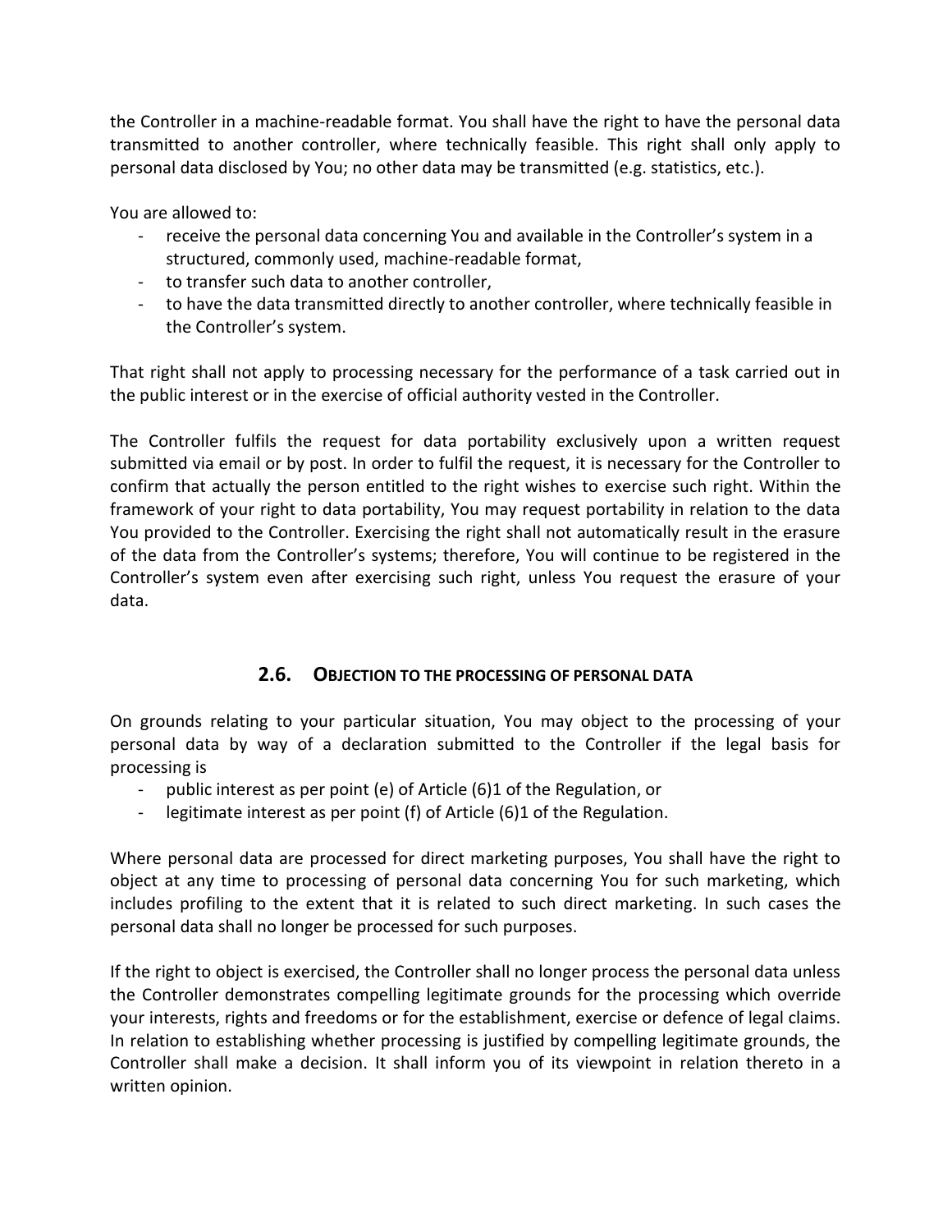the Controller in a machine-readable format. You shall have the right to have the personal data transmitted to another controller, where technically feasible. This right shall only apply to personal data disclosed by You; no other data may be transmitted (e.g. statistics, etc.).

You are allowed to:

- receive the personal data concerning You and available in the Controller's system in a structured, commonly used, machine-readable format,
- to transfer such data to another controller,
- to have the data transmitted directly to another controller, where technically feasible in the Controller's system.

That right shall not apply to processing necessary for the performance of a task carried out in the public interest or in the exercise of official authority vested in the Controller.

The Controller fulfils the request for data portability exclusively upon a written request submitted via email or by post. In order to fulfil the request, it is necessary for the Controller to confirm that actually the person entitled to the right wishes to exercise such right. Within the framework of your right to data portability, You may request portability in relation to the data You provided to the Controller. Exercising the right shall not automatically result in the erasure of the data from the Controller's systems; therefore, You will continue to be registered in the Controller's system even after exercising such right, unless You request the erasure of your data.

### 2.6. OBJECTION TO THE PROCESSING OF PERSONAL DATA

On grounds relating to your particular situation, You may object to the processing of your personal data by way of a declaration submitted to the Controller if the legal basis for processing is

- public interest as per point (e) of Article (6)1 of the Regulation, or
- legitimate interest as per point (f) of Article (6)1 of the Regulation.

Where personal data are processed for direct marketing purposes, You shall have the right to object at any time to processing of personal data concerning You for such marketing, which includes profiling to the extent that it is related to such direct marketing. In such cases the personal data shall no longer be processed for such purposes.

If the right to object is exercised, the Controller shall no longer process the personal data unless the Controller demonstrates compelling legitimate grounds for the processing which override your interests, rights and freedoms or for the establishment, exercise or defence of legal claims. In relation to establishing whether processing is justified by compelling legitimate grounds, the Controller shall make a decision. It shall inform you of its viewpoint in relation thereto in a written opinion.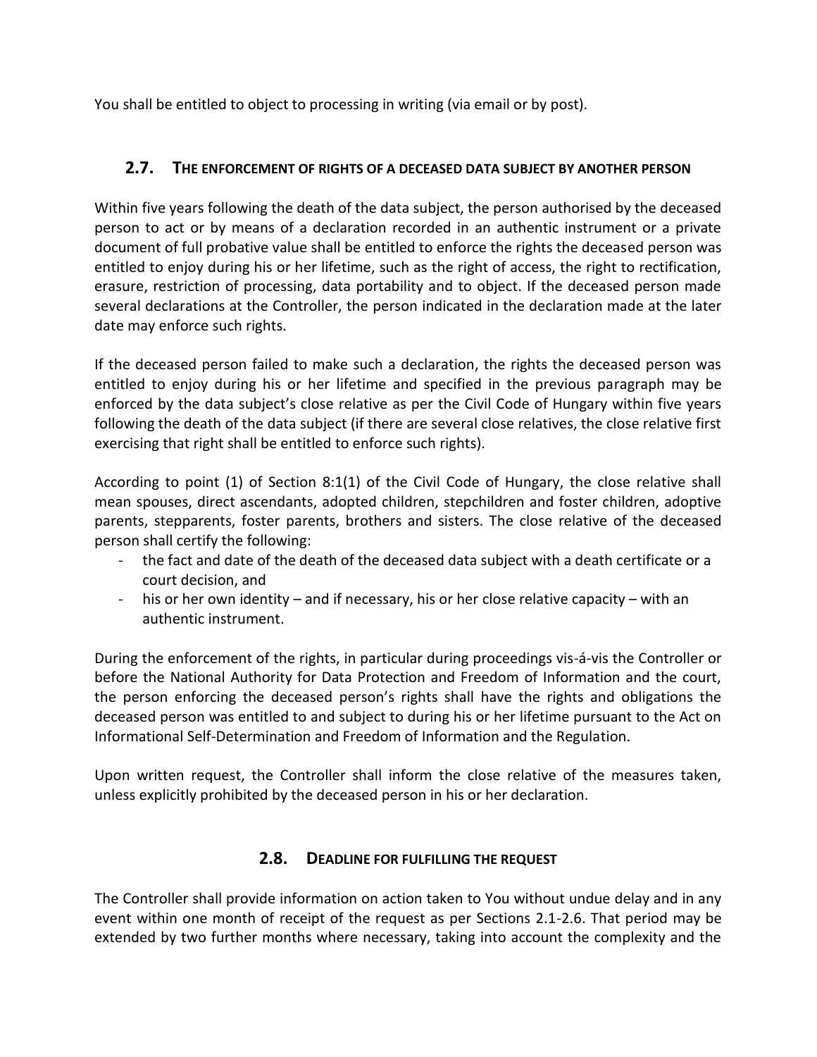You shall be entitled to object to processing in writing (via email or by post).

## 2.7. The enforcement of rights of a deceased data subject by another person

Within five years following the death of the data subject, the person authorised by the deceased person to act or by means of a declaration recorded in an authentic instrument or a private document of full probative value shall be entitled to enforce the rights the deceased person was entitled to enjoy during his or her lifetime, such as the right of access, the right to rectification, erasure, restriction of processing, data portability and to object. If the deceased person made several declarations at the Controller, the person indicated in the declaration made at the later date may enforce such rights.

If the deceased person failed to make such a declaration, the rights the deceased person was entitled to enjoy during his or her lifetime and specified in the previous paragraph may be enforced by the data subject's close relative as per the Civil Code of Hungary within five years following the death of the data subject (if there are several close relatives, the close relative first exercising that right shall be entitled to enforce such rights).

According to point (1) of Section 8:1(1) of the Civil Code of Hungary, the close relative shall mean spouses, direct ascendants, adopted children, stepchildren and foster children, adoptive parents, stepparents, foster parents, brothers and sisters. The close relative of the deceased person shall certify the following:

- the fact and date of the death of the deceased data subject with a death certificate or a court decision, and
- his or her own identity – and if necessary, his or her close relative capacity – with an authentic instrument.

During the enforcement of the rights, in particular during proceedings vis-á-vis the Controller or before the National Authority for Data Protection and Freedom of Information and the court, the person enforcing the deceased person's rights shall have the rights and obligations the deceased person was entitled to and subject to during his or her lifetime pursuant to the Act on Informational Self-Determination and Freedom of Information and the Regulation.

Upon written request, the Controller shall inform the close relative of the measures taken, unless explicitly prohibited by the deceased person in his or her declaration.

## 2.8. Deadline for fulfilling the request

The Controller shall provide information on action taken to You without undue delay and in any event within one month of receipt of the request as per Sections 2.1-2.6. That period may be extended by two further months where necessary, taking into account the complexity and the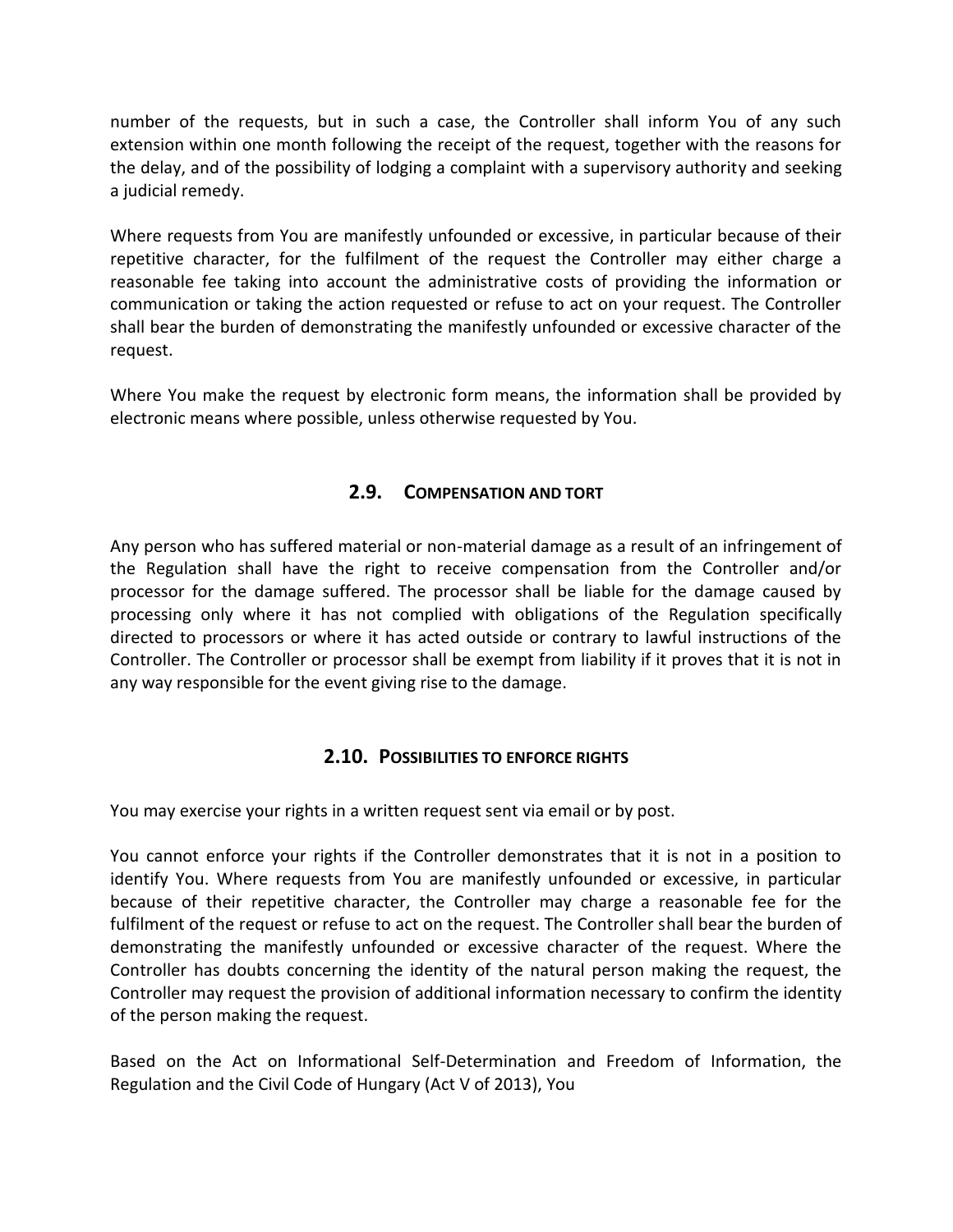number of the requests, but in such a case, the Controller shall inform You of any such extension within one month following the receipt of the request, together with the reasons for the delay, and of the possibility of lodging a complaint with a supervisory authority and seeking a judicial remedy.

Where requests from You are manifestly unfounded or excessive, in particular because of their repetitive character, for the fulfilment of the request the Controller may either charge a reasonable fee taking into account the administrative costs of providing the information or communication or taking the action requested or refuse to act on your request. The Controller shall bear the burden of demonstrating the manifestly unfounded or excessive character of the request.

Where You make the request by electronic form means, the information shall be provided by electronic means where possible, unless otherwise requested by You.

## 2.9. Compensation and tort

Any person who has suffered material or non-material damage as a result of an infringement of the Regulation shall have the right to receive compensation from the Controller and/or processor for the damage suffered. The processor shall be liable for the damage caused by processing only where it has not complied with obligations of the Regulation specifically directed to processors or where it has acted outside or contrary to lawful instructions of the Controller. The Controller or processor shall be exempt from liability if it proves that it is not in any way responsible for the event giving rise to the damage.

## 2.10. Possibilities to enforce rights

You may exercise your rights in a written request sent via email or by post.

You cannot enforce your rights if the Controller demonstrates that it is not in a position to identify You. Where requests from You are manifestly unfounded or excessive, in particular because of their repetitive character, the Controller may charge a reasonable fee for the fulfilment of the request or refuse to act on the request. The Controller shall bear the burden of demonstrating the manifestly unfounded or excessive character of the request. Where the Controller has doubts concerning the identity of the natural person making the request, the Controller may request the provision of additional information necessary to confirm the identity of the person making the request.

Based on the Act on Informational Self-Determination and Freedom of Information, the Regulation and the Civil Code of Hungary (Act V of 2013), You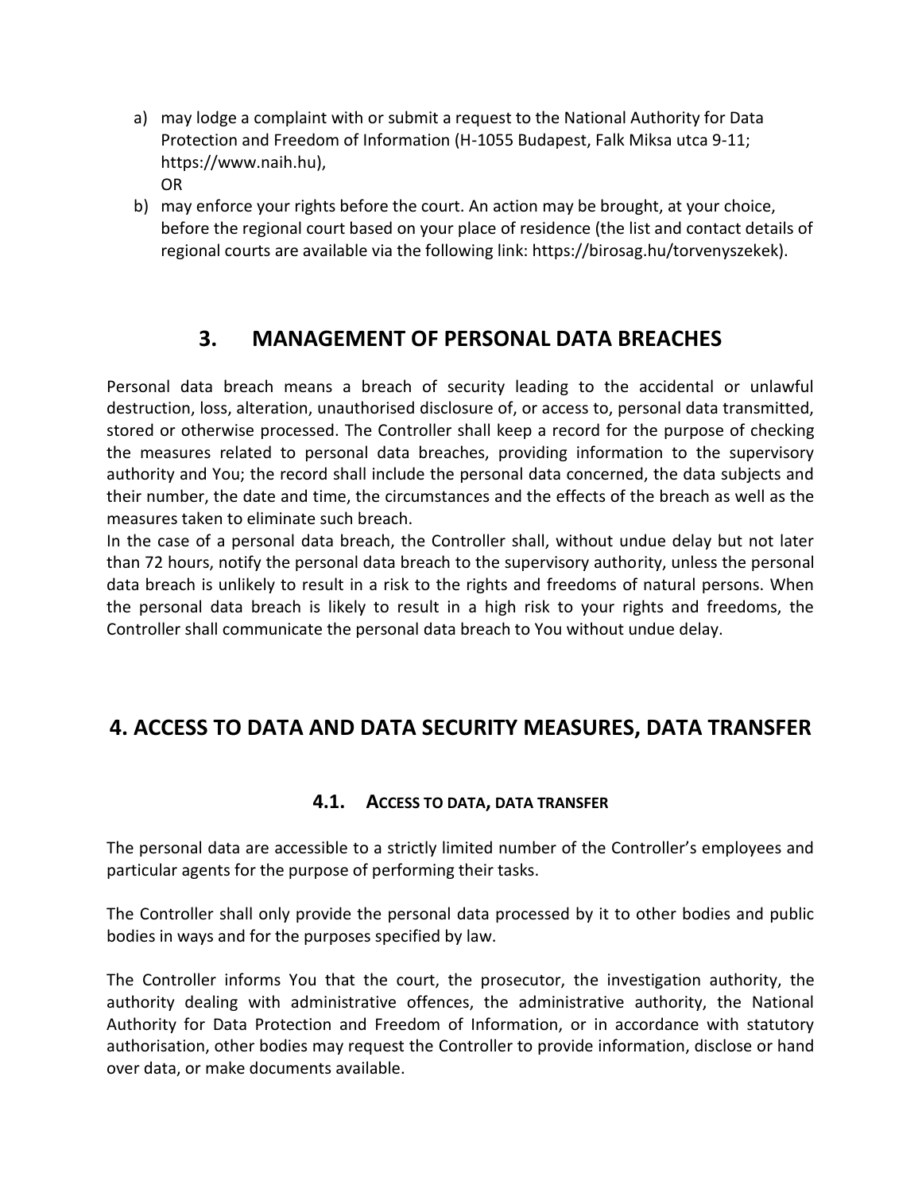a) may lodge a complaint with or submit a request to the National Authority for Data Protection and Freedom of Information (H-1055 Budapest, Falk Miksa utca 9-11; https://www.naih.hu),
   OR
b) may enforce your rights before the court. An action may be brought, at your choice, before the regional court based on your place of residence (the list and contact details of regional courts are available via the following link: https://birosag.hu/torvenyszekek).

## 3. MANAGEMENT OF PERSONAL DATA BREACHES

Personal data breach means a breach of security leading to the accidental or unlawful destruction, loss, alteration, unauthorised disclosure of, or access to, personal data transmitted, stored or otherwise processed. The Controller shall keep a record for the purpose of checking the measures related to personal data breaches, providing information to the supervisory authority and You; the record shall include the personal data concerned, the data subjects and their number, the date and time, the circumstances and the effects of the breach as well as the measures taken to eliminate such breach.
In the case of a personal data breach, the Controller shall, without undue delay but not later than 72 hours, notify the personal data breach to the supervisory authority, unless the personal data breach is unlikely to result in a risk to the rights and freedoms of natural persons. When the personal data breach is likely to result in a high risk to your rights and freedoms, the Controller shall communicate the personal data breach to You without undue delay.

## 4. ACCESS TO DATA AND DATA SECURITY MEASURES, DATA TRANSFER

### 4.1. ACCESS TO DATA, DATA TRANSFER

The personal data are accessible to a strictly limited number of the Controller's employees and particular agents for the purpose of performing their tasks.

The Controller shall only provide the personal data processed by it to other bodies and public bodies in ways and for the purposes specified by law.

The Controller informs You that the court, the prosecutor, the investigation authority, the authority dealing with administrative offences, the administrative authority, the National Authority for Data Protection and Freedom of Information, or in accordance with statutory authorisation, other bodies may request the Controller to provide information, disclose or hand over data, or make documents available.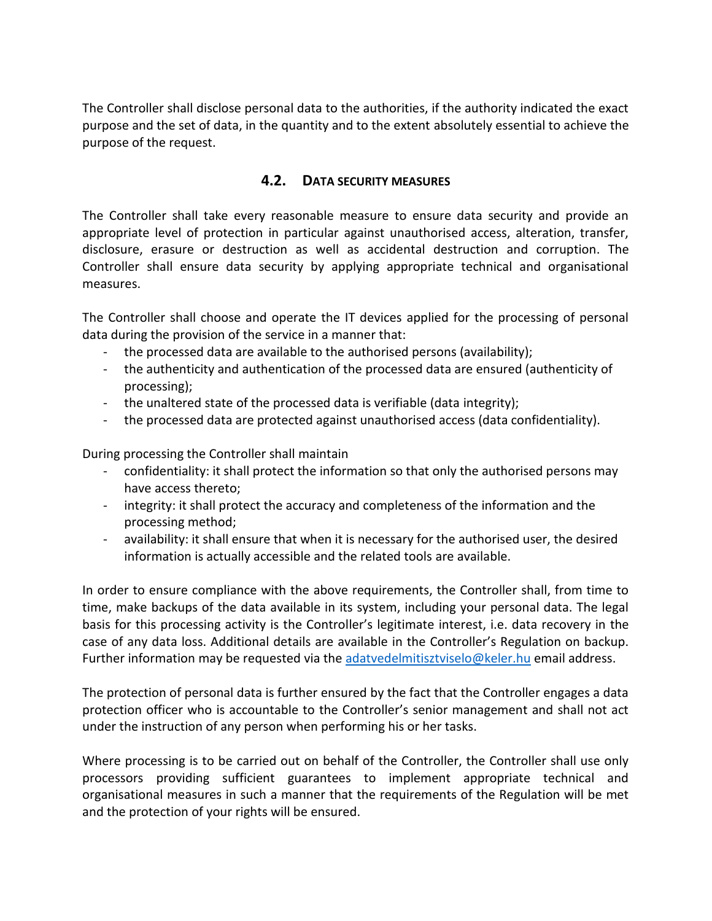The Controller shall disclose personal data to the authorities, if the authority indicated the exact purpose and the set of data, in the quantity and to the extent absolutely essential to achieve the purpose of the request.

### 4.2. DATA SECURITY MEASURES

The Controller shall take every reasonable measure to ensure data security and provide an appropriate level of protection in particular against unauthorised access, alteration, transfer, disclosure, erasure or destruction as well as accidental destruction and corruption. The Controller shall ensure data security by applying appropriate technical and organisational measures.

The Controller shall choose and operate the IT devices applied for the processing of personal data during the provision of the service in a manner that:

- the processed data are available to the authorised persons (availability);
- the authenticity and authentication of the processed data are ensured (authenticity of processing);
- the unaltered state of the processed data is verifiable (data integrity);
- the processed data are protected against unauthorised access (data confidentiality).

During processing the Controller shall maintain

- confidentiality: it shall protect the information so that only the authorised persons may have access thereto;
- integrity: it shall protect the accuracy and completeness of the information and the processing method;
- availability: it shall ensure that when it is necessary for the authorised user, the desired information is actually accessible and the related tools are available.

In order to ensure compliance with the above requirements, the Controller shall, from time to time, make backups of the data available in its system, including your personal data. The legal basis for this processing activity is the Controller's legitimate interest, i.e. data recovery in the case of any data loss. Additional details are available in the Controller's Regulation on backup. Further information may be requested via the adatvedelmitisztviselo@keler.hu email address.

The protection of personal data is further ensured by the fact that the Controller engages a data protection officer who is accountable to the Controller's senior management and shall not act under the instruction of any person when performing his or her tasks.

Where processing is to be carried out on behalf of the Controller, the Controller shall use only processors providing sufficient guarantees to implement appropriate technical and organisational measures in such a manner that the requirements of the Regulation will be met and the protection of your rights will be ensured.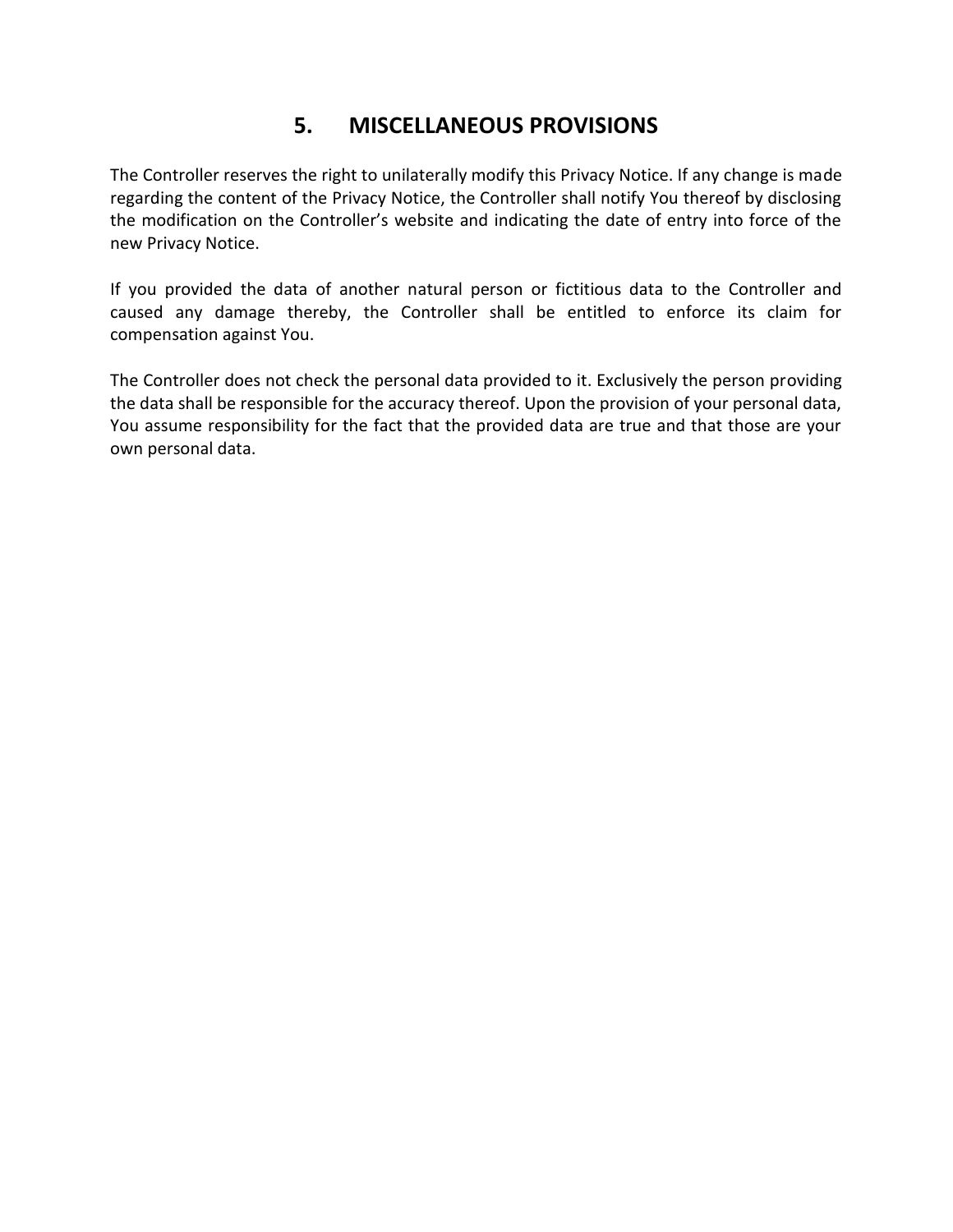# 5. MISCELLANEOUS PROVISIONS

The Controller reserves the right to unilaterally modify this Privacy Notice. If any change is made regarding the content of the Privacy Notice, the Controller shall notify You thereof by disclosing the modification on the Controller's website and indicating the date of entry into force of the new Privacy Notice.

If you provided the data of another natural person or fictitious data to the Controller and caused any damage thereby, the Controller shall be entitled to enforce its claim for compensation against You.

The Controller does not check the personal data provided to it. Exclusively the person providing the data shall be responsible for the accuracy thereof. Upon the provision of your personal data, You assume responsibility for the fact that the provided data are true and that those are your own personal data.